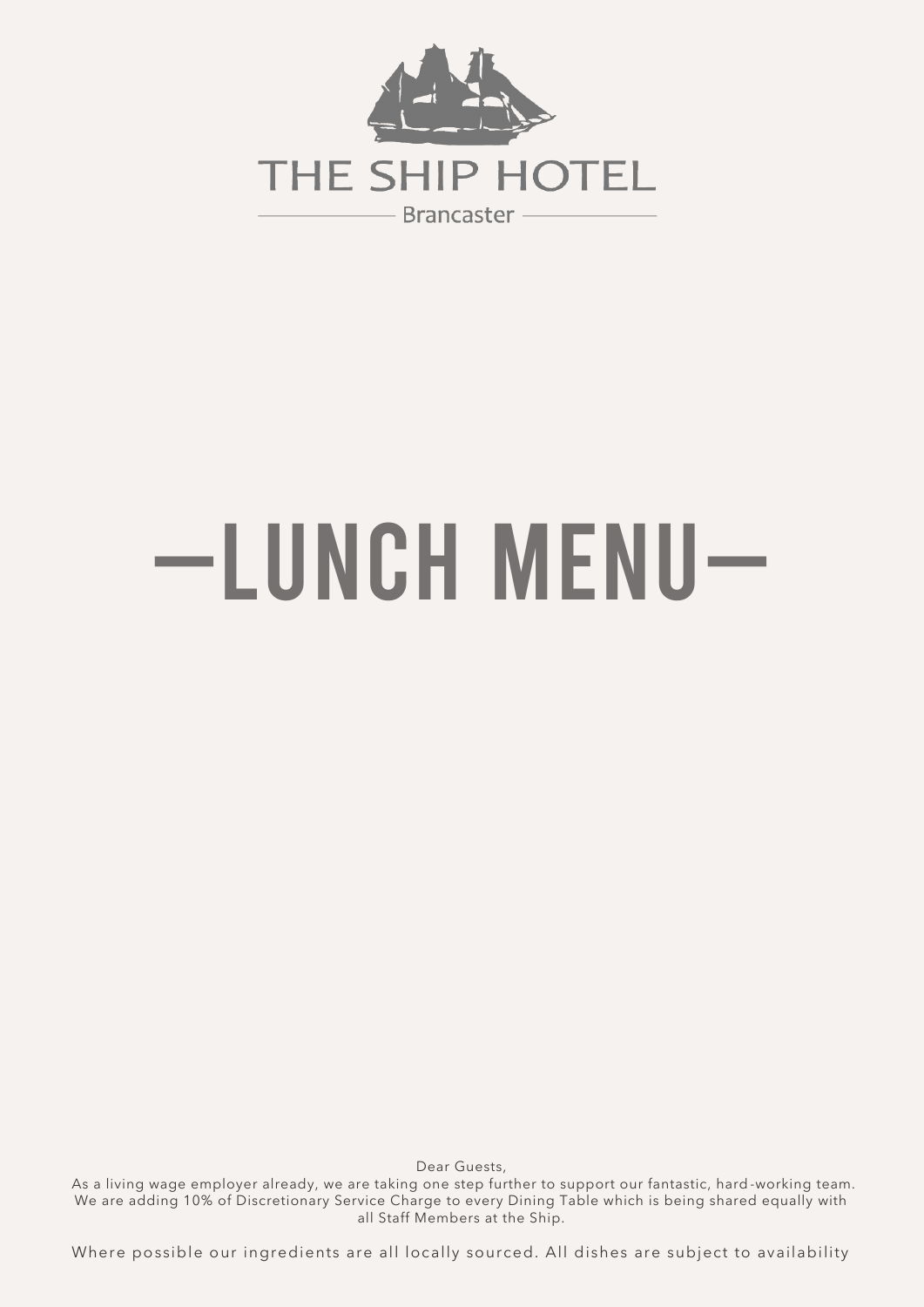# THE SHIP HOTEL

Brancaster

# —LUNCH MENU—

Dear Guests,
As a living wage employer already, we are taking one step further to support our fantastic, hard-working team. We are adding 10% of Discretionary Service Charge to every Dining Table which is being shared equally with all Staff Members at the Ship.

Where possible our ingredients are all locally sourced. All dishes are subject to availability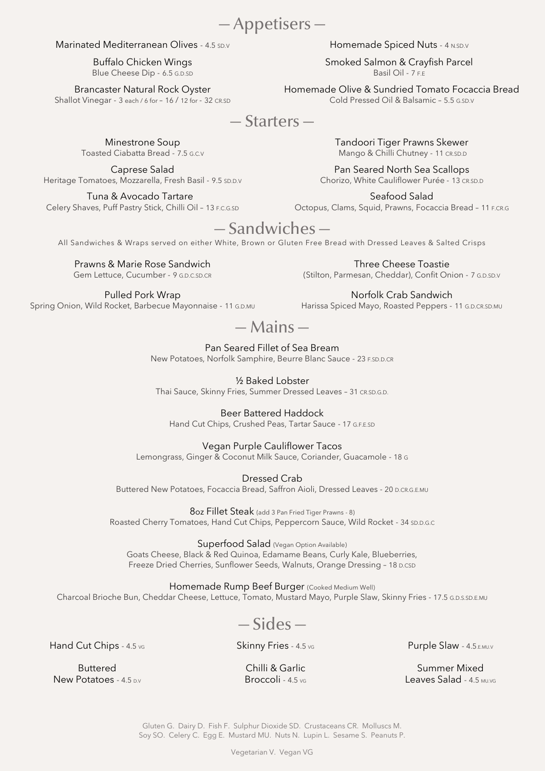## — Appetisers —

Marinated Mediterranean Olives - 4.5 SD.V

Homemade Spiced Nuts - 4 N.SD.V

Buffalo Chicken Wings
Blue Cheese Dip - 6.5 G.D.SD

Smoked Salmon & Crayfish Parcel
Basil Oil - 7 F.E

Brancaster Natural Rock Oyster
Shallot Vinegar - 3 each / 6 for – 16 / 12 for - 32 CR.SD

Homemade Olive & Sundried Tomato Focaccia Bread
Cold Pressed Oil & Balsamic – 5.5 G.SD.V

## — Starters —

Minestrone Soup
Toasted Ciabatta Bread - 7.5 G.C.V

Tandoori Tiger Prawns Skewer
Mango & Chilli Chutney - 11 CR.SD.D

Caprese Salad
Heritage Tomatoes, Mozzarella, Fresh Basil - 9.5 SD.D.V

Pan Seared North Sea Scallops
Chorizo, White Cauliflower Purée - 13 CR.SD.D

Tuna & Avocado Tartare
Celery Shaves, Puff Pastry Stick, Chilli Oil – 13 F.C.G.SD

Seafood Salad
Octopus, Clams, Squid, Prawns, Focaccia Bread – 11 F.CR.G

## — Sandwiches —

All Sandwiches & Wraps served on either White, Brown or Gluten Free Bread with Dressed Leaves & Salted Crisps

Prawns & Marie Rose Sandwich
Gem Lettuce, Cucumber - 9 G.D.C.SD.CR

Three Cheese Toastie
(Stilton, Parmesan, Cheddar), Confit Onion - 7 G.D.SD.V

Pulled Pork Wrap
Spring Onion, Wild Rocket, Barbecue Mayonnaise - 11 G.D.MU

Norfolk Crab Sandwich
Harissa Spiced Mayo, Roasted Peppers - 11 G.D.CR.SD.MU

## — Mains —

Pan Seared Fillet of Sea Bream
New Potatoes, Norfolk Samphire, Beurre Blanc Sauce - 23 F.SD.D.CR

½ Baked Lobster
Thai Sauce, Skinny Fries, Summer Dressed Leaves – 31 CR.SD.G.D.

Beer Battered Haddock
Hand Cut Chips, Crushed Peas, Tartar Sauce - 17 G.F.E.SD

Vegan Purple Cauliflower Tacos
Lemongrass, Ginger & Coconut Milk Sauce, Coriander, Guacamole - 18 G

Dressed Crab
Buttered New Potatoes, Focaccia Bread, Saffron Aioli, Dressed Leaves - 20 D.CR.G.E.MU

8oz Fillet Steak (add 3 Pan Fried Tiger Prawns - 8)
Roasted Cherry Tomatoes, Hand Cut Chips, Peppercorn Sauce, Wild Rocket - 34 SD.D.G.C

Superfood Salad (Vegan Option Available)
Goats Cheese, Black & Red Quinoa, Edamame Beans, Curly Kale, Blueberries,
Freeze Dried Cherries, Sunflower Seeds, Walnuts, Orange Dressing – 18 D.CSD

Homemade Rump Beef Burger (Cooked Medium Well)
Charcoal Brioche Bun, Cheddar Cheese, Lettuce, Tomato, Mustard Mayo, Purple Slaw, Skinny Fries - 17.5 G.D.S.SD.E.MU

## — Sides —

Hand Cut Chips - 4.5 VG

Skinny Fries - 4.5 VG

Purple Slaw - 4.5 E.MU.V

Buttered New Potatoes - 4.5 D.V

Chilli & Garlic Broccoli - 4.5 VG

Summer Mixed Leaves Salad - 4.5 MU.VG

Gluten G. Dairy D. Fish F. Sulphur Dioxide SD. Crustaceans CR. Molluscs M.
Soy SO. Celery C. Egg E. Mustard MU. Nuts N. Lupin L. Sesame S. Peanuts P.

Vegetarian V. Vegan VG